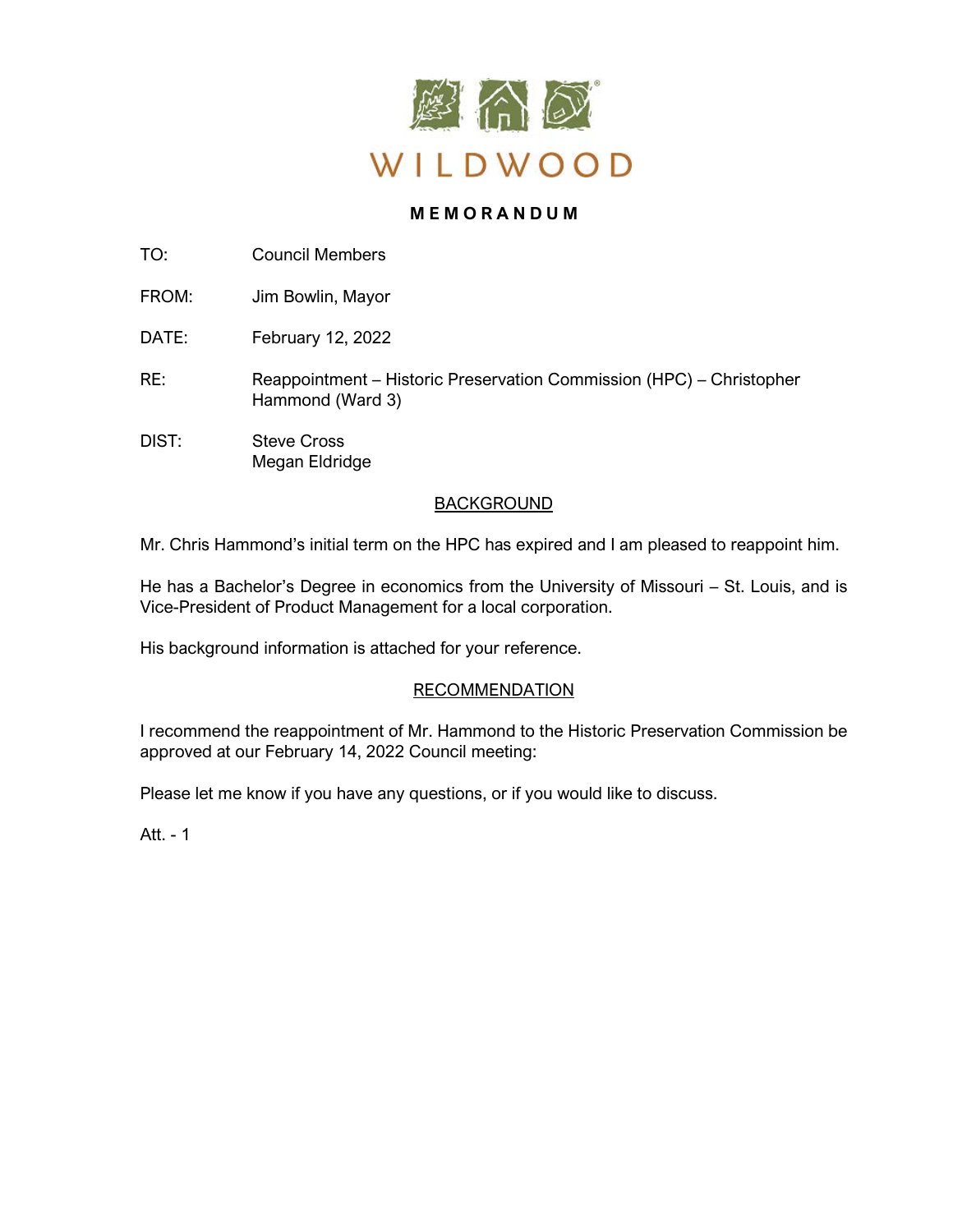# WILDWOOD

## MEMORANDUM

TO: Council Members

FROM: Jim Bowlin, Mayor

DATE: February 12, 2022

RE: Reappointment – Historic Preservation Commission (HPC) – Christopher Hammond (Ward 3)

DIST: Steve Cross
Megan Eldridge

### BACKGROUND

Mr. Chris Hammond's initial term on the HPC has expired and I am pleased to reappoint him.

He has a Bachelor's Degree in economics from the University of Missouri – St. Louis, and is Vice-President of Product Management for a local corporation.

His background information is attached for your reference.

### RECOMMENDATION

I recommend the reappointment of Mr. Hammond to the Historic Preservation Commission be approved at our February 14, 2022 Council meeting:

Please let me know if you have any questions, or if you would like to discuss.

Att. - 1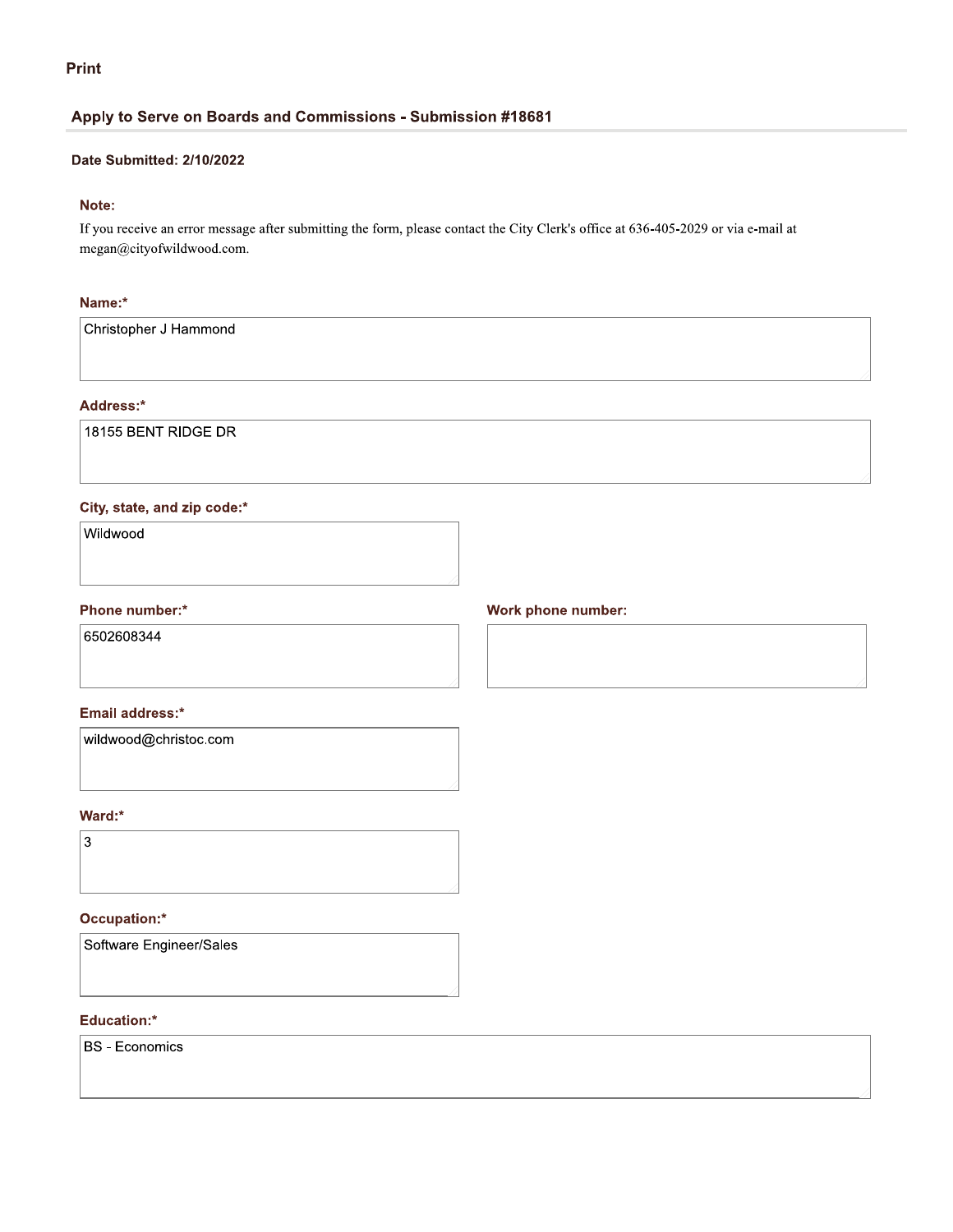Print

## Apply to Serve on Boards and Commissions - Submission #18681

**Date Submitted: 2/10/2022**

**Note:**

If you receive an error message after submitting the form, please contact the City Clerk's office at 636-405-2029 or via e-mail at megan@cityofwildwood.com.

**Name:***

Christopher J Hammond

**Address:***

18155 BENT RIDGE DR

**City, state, and zip code:***

Wildwood

**Phone number:***

6502608344

**Work phone number:**

**Email address:***

wildwood@christoc.com

**Ward:***

3

**Occupation:***

Software Engineer/Sales

**Education:***

BS - Economics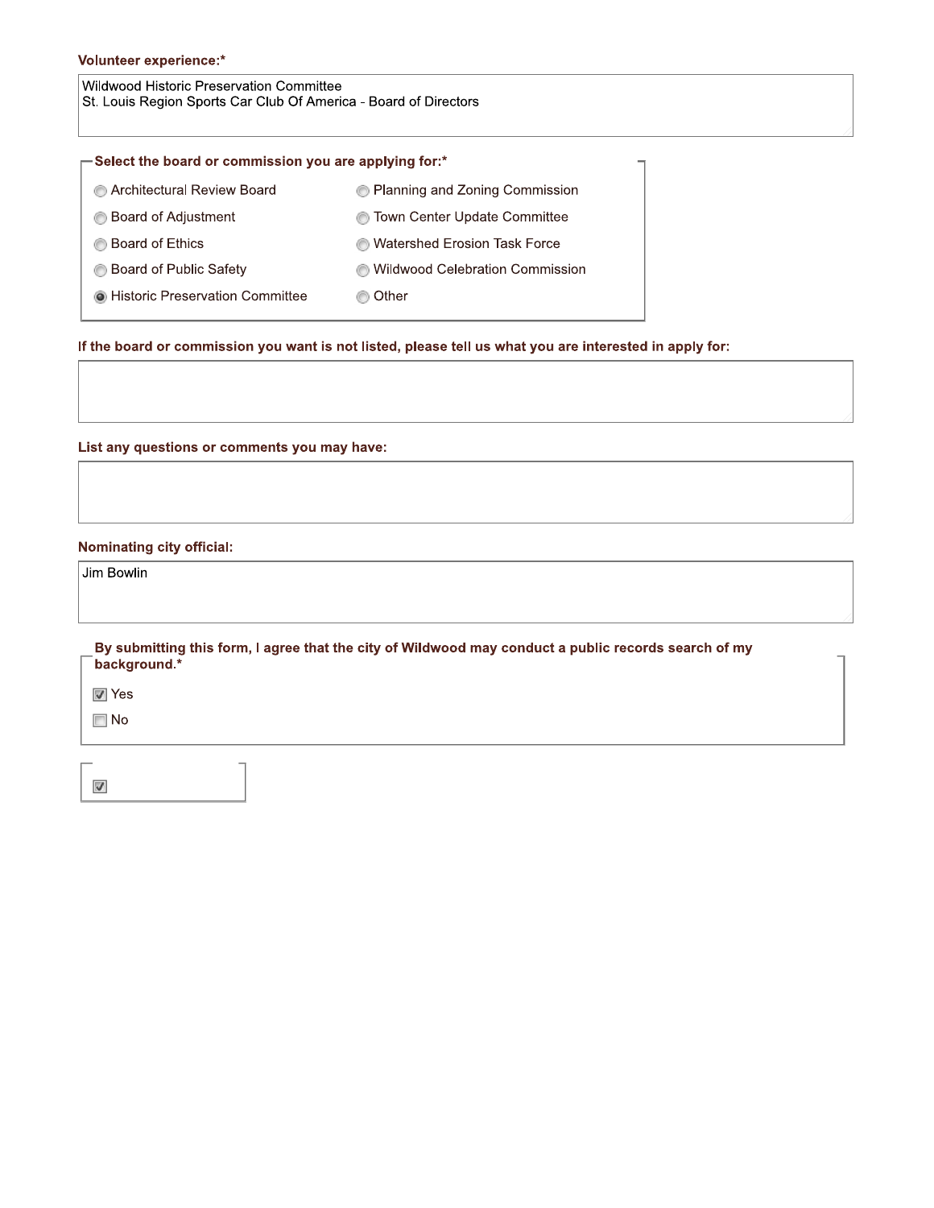**Volunteer experience:***

Wildwood Historic Preservation Committee
St. Louis Region Sports Car Club Of America - Board of Directors

**Select the board or commission you are applying for:***

- ( ) Architectural Review Board
- ( ) Board of Adjustment
- ( ) Board of Ethics
- ( ) Board of Public Safety
- (•) Historic Preservation Committee
- ( ) Planning and Zoning Commission
- ( ) Town Center Update Committee
- ( ) Watershed Erosion Task Force
- ( ) Wildwood Celebration Commission
- ( ) Other

**If the board or commission you want is not listed, please tell us what you are interested in apply for:**

**List any questions or comments you may have:**

**Nominating city official:**

Jim Bowlin

**By submitting this form, I agree that the city of Wildwood may conduct a public records search of my background.***

- [x] Yes
- [ ] No

- [x]